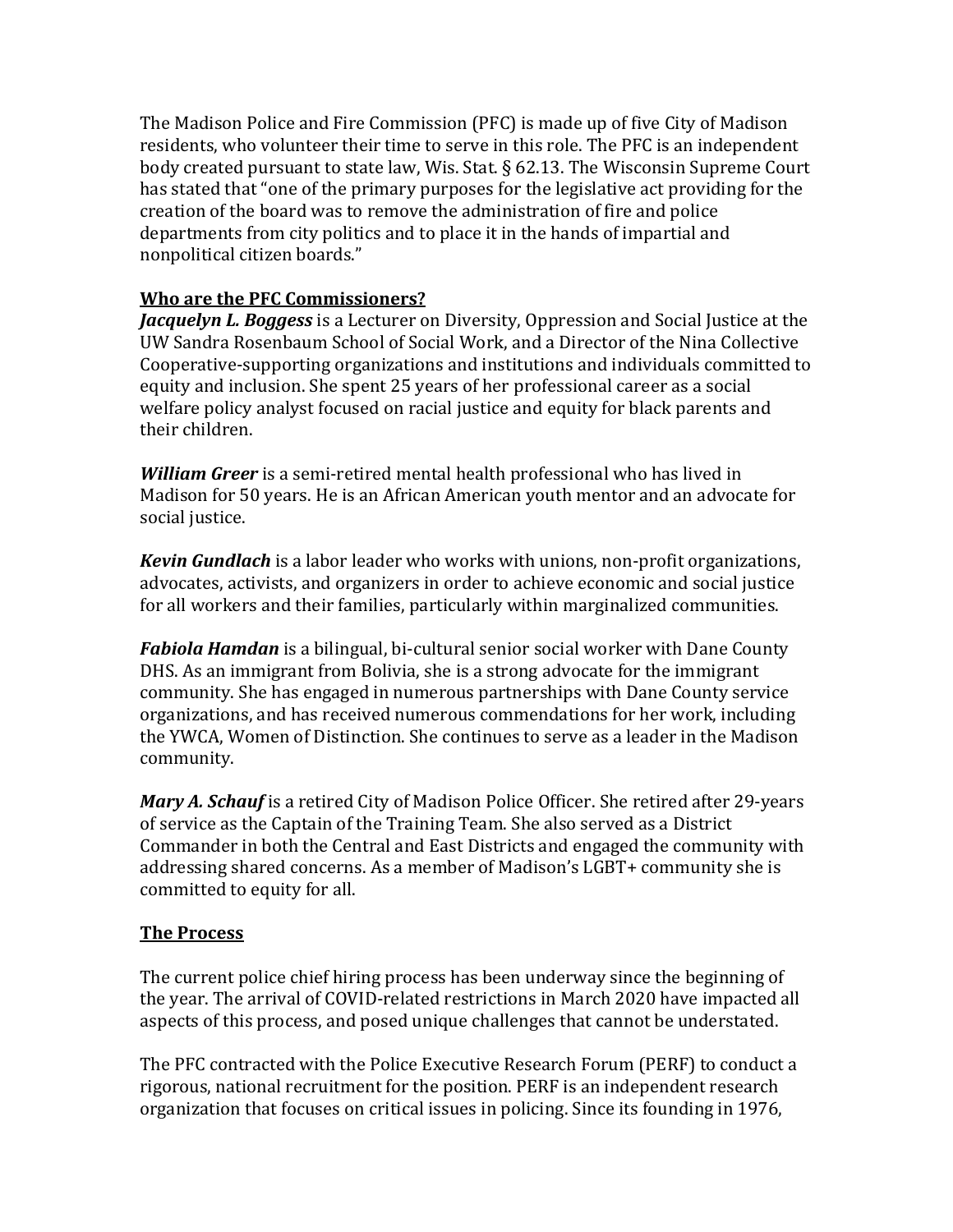The Madison Police and Fire Commission (PFC) is made up of five City of Madison residents, who volunteer their time to serve in this role. The PFC is an independent body created pursuant to state law, Wis. Stat. § 62.13. The Wisconsin Supreme Court has stated that "one of the primary purposes for the legislative act providing for the creation of the board was to remove the administration of fire and police departments from city politics and to place it in the hands of impartial and nonpolitical citizen boards."

## Who are the PFC Commissioners?

***Jacquelyn L. Boggess*** is a Lecturer on Diversity, Oppression and Social Justice at the UW Sandra Rosenbaum School of Social Work, and a Director of the Nina Collective Cooperative-supporting organizations and institutions and individuals committed to equity and inclusion. She spent 25 years of her professional career as a social welfare policy analyst focused on racial justice and equity for black parents and their children.

***William Greer*** is a semi-retired mental health professional who has lived in Madison for 50 years. He is an African American youth mentor and an advocate for social justice.

***Kevin Gundlach*** is a labor leader who works with unions, non-profit organizations, advocates, activists, and organizers in order to achieve economic and social justice for all workers and their families, particularly within marginalized communities.

***Fabiola Hamdan*** is a bilingual, bi-cultural senior social worker with Dane County DHS. As an immigrant from Bolivia, she is a strong advocate for the immigrant community. She has engaged in numerous partnerships with Dane County service organizations, and has received numerous commendations for her work, including the YWCA, Women of Distinction. She continues to serve as a leader in the Madison community.

***Mary A. Schauf*** is a retired City of Madison Police Officer. She retired after 29-years of service as the Captain of the Training Team. She also served as a District Commander in both the Central and East Districts and engaged the community with addressing shared concerns. As a member of Madison's LGBT+ community she is committed to equity for all.

## The Process

The current police chief hiring process has been underway since the beginning of the year. The arrival of COVID-related restrictions in March 2020 have impacted all aspects of this process, and posed unique challenges that cannot be understated.

The PFC contracted with the Police Executive Research Forum (PERF) to conduct a rigorous, national recruitment for the position. PERF is an independent research organization that focuses on critical issues in policing. Since its founding in 1976,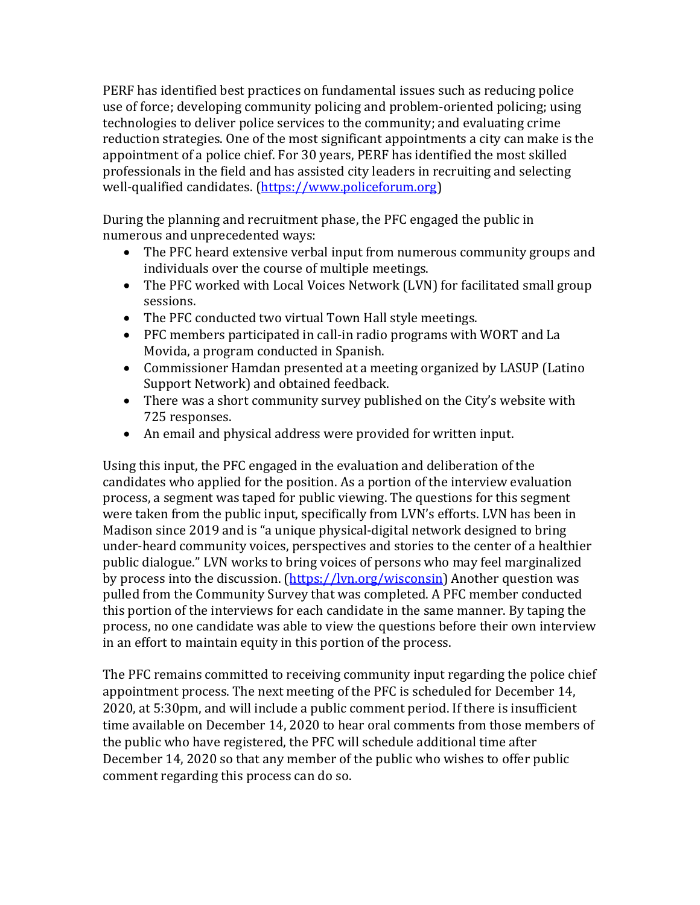PERF has identified best practices on fundamental issues such as reducing police use of force; developing community policing and problem-oriented policing; using technologies to deliver police services to the community; and evaluating crime reduction strategies. One of the most significant appointments a city can make is the appointment of a police chief. For 30 years, PERF has identified the most skilled professionals in the field and has assisted city leaders in recruiting and selecting well-qualified candidates. ([https://www.policeforum.org](https://www.policeforum.org))

During the planning and recruitment phase, the PFC engaged the public in numerous and unprecedented ways:

- The PFC heard extensive verbal input from numerous community groups and individuals over the course of multiple meetings.
- The PFC worked with Local Voices Network (LVN) for facilitated small group sessions.
- The PFC conducted two virtual Town Hall style meetings.
- PFC members participated in call-in radio programs with WORT and La Movida, a program conducted in Spanish.
- Commissioner Hamdan presented at a meeting organized by LASUP (Latino Support Network) and obtained feedback.
- There was a short community survey published on the City's website with 725 responses.
- An email and physical address were provided for written input.

Using this input, the PFC engaged in the evaluation and deliberation of the candidates who applied for the position. As a portion of the interview evaluation process, a segment was taped for public viewing. The questions for this segment were taken from the public input, specifically from LVN's efforts. LVN has been in Madison since 2019 and is "a unique physical-digital network designed to bring under-heard community voices, perspectives and stories to the center of a healthier public dialogue." LVN works to bring voices of persons who may feel marginalized by process into the discussion. ([https://lvn.org/wisconsin](https://lvn.org/wisconsin)) Another question was pulled from the Community Survey that was completed. A PFC member conducted this portion of the interviews for each candidate in the same manner. By taping the process, no one candidate was able to view the questions before their own interview in an effort to maintain equity in this portion of the process.

The PFC remains committed to receiving community input regarding the police chief appointment process. The next meeting of the PFC is scheduled for December 14, 2020, at 5:30pm, and will include a public comment period. If there is insufficient time available on December 14, 2020 to hear oral comments from those members of the public who have registered, the PFC will schedule additional time after December 14, 2020 so that any member of the public who wishes to offer public comment regarding this process can do so.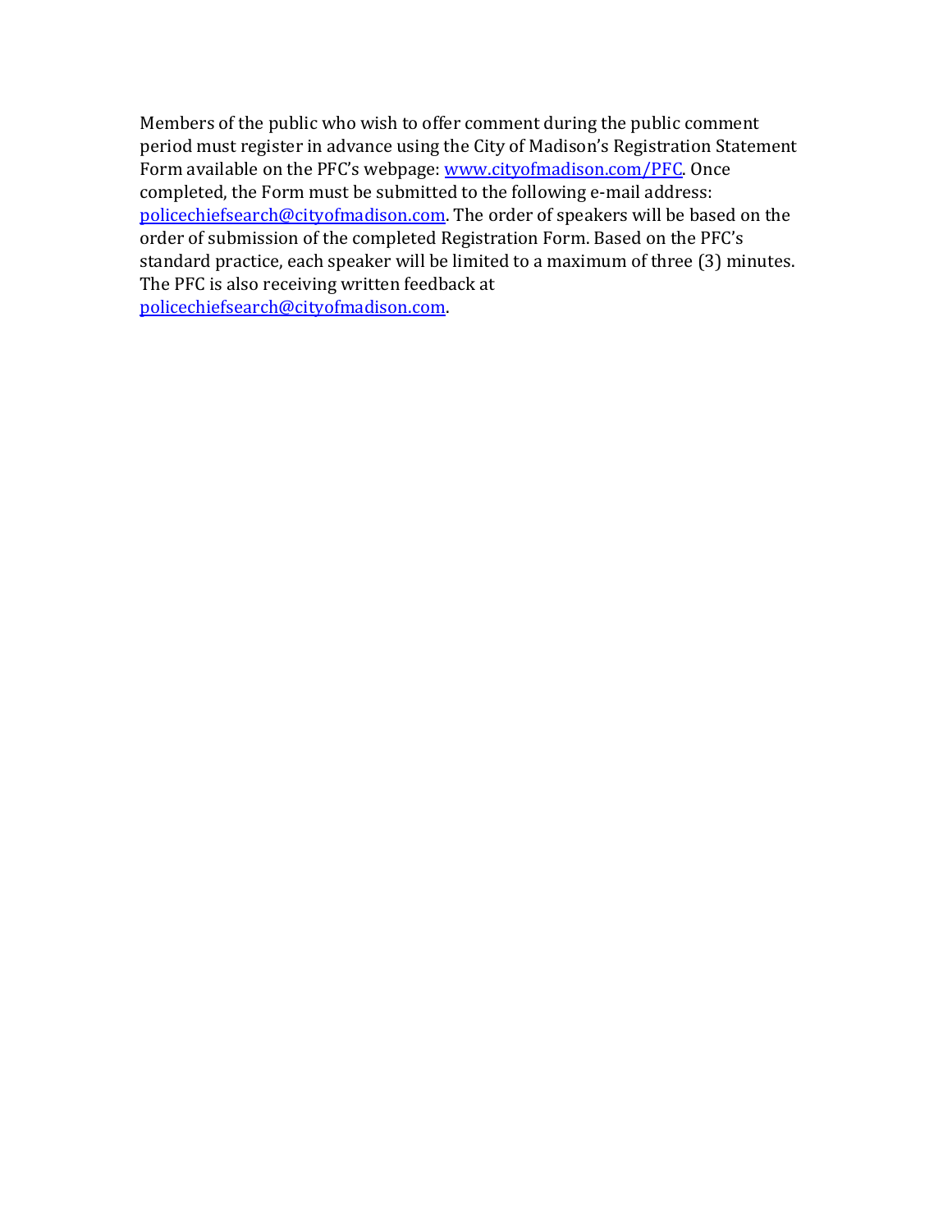Members of the public who wish to offer comment during the public comment period must register in advance using the City of Madison's Registration Statement Form available on the PFC's webpage: [www.cityofmadison.com/PFC](http://www.cityofmadison.com/PFC). Once completed, the Form must be submitted to the following e-mail address: [policechiefsearch@cityofmadison.com](mailto:policechiefsearch@cityofmadison.com). The order of speakers will be based on the order of submission of the completed Registration Form. Based on the PFC's standard practice, each speaker will be limited to a maximum of three (3) minutes. The PFC is also receiving written feedback at [policechiefsearch@cityofmadison.com](mailto:policechiefsearch@cityofmadison.com).